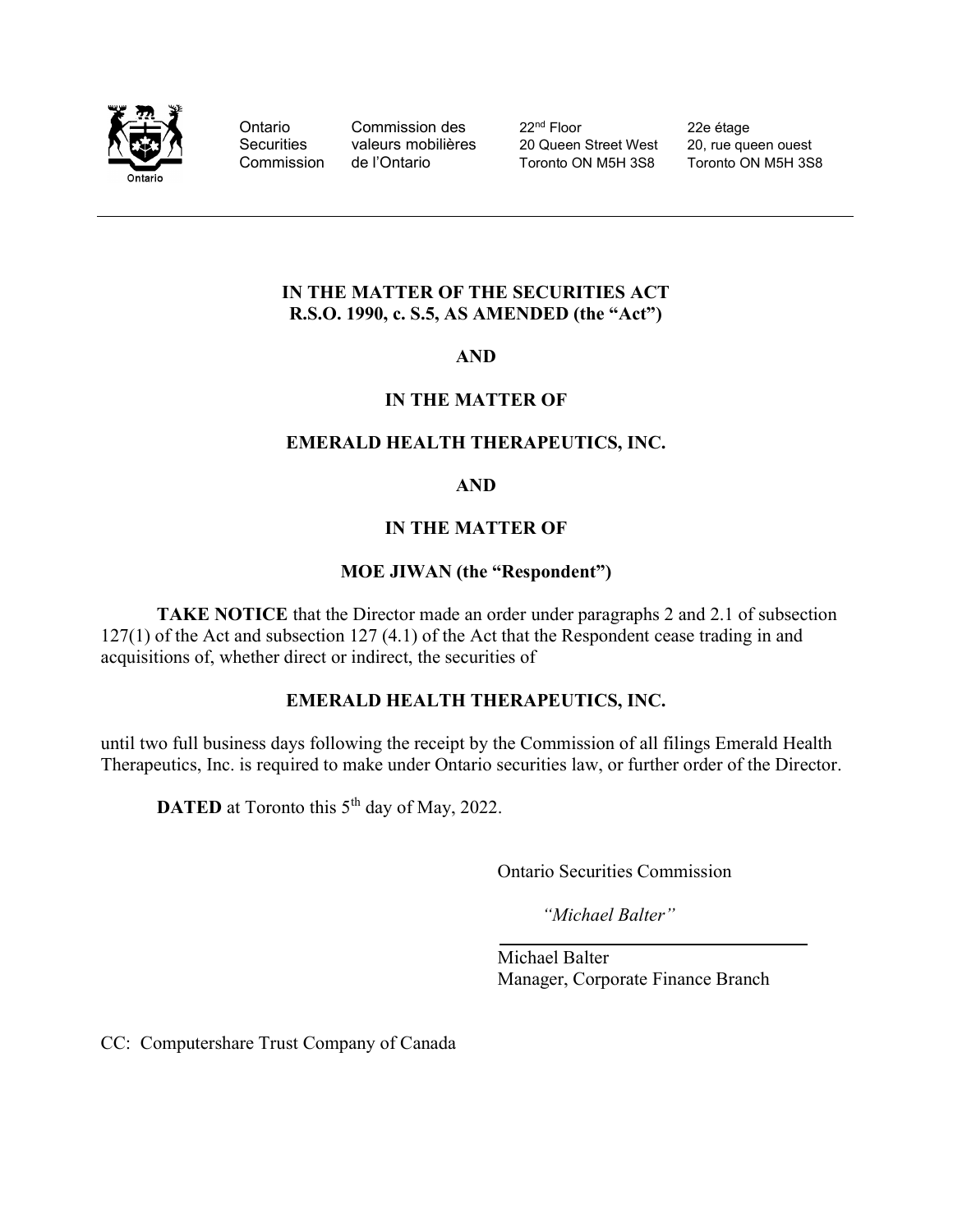Ontario Securities Commission | Commission des valeurs mobilières de l'Ontario | 22nd Floor, 20 Queen Street West, Toronto ON M5H 3S8 | 22e étage, 20, rue queen ouest, Toronto ON M5H 3S8

---

**IN THE MATTER OF THE SECURITIES ACT**
**R.S.O. 1990, c. S.5, AS AMENDED (the "Act")**

**AND**

**IN THE MATTER OF**

**EMERALD HEALTH THERAPEUTICS, INC.**

**AND**

**IN THE MATTER OF**

**MOE JIWAN (the "Respondent")**

**TAKE NOTICE** that the Director made an order under paragraphs 2 and 2.1 of subsection 127(1) of the Act and subsection 127 (4.1) of the Act that the Respondent cease trading in and acquisitions of, whether direct or indirect, the securities of

**EMERALD HEALTH THERAPEUTICS, INC.**

until two full business days following the receipt by the Commission of all filings Emerald Health Therapeutics, Inc. is required to make under Ontario securities law, or further order of the Director.

**DATED** at Toronto this 5th day of May, 2022.

Ontario Securities Commission

*"Michael Balter"*

Michael Balter
Manager, Corporate Finance Branch

CC: Computershare Trust Company of Canada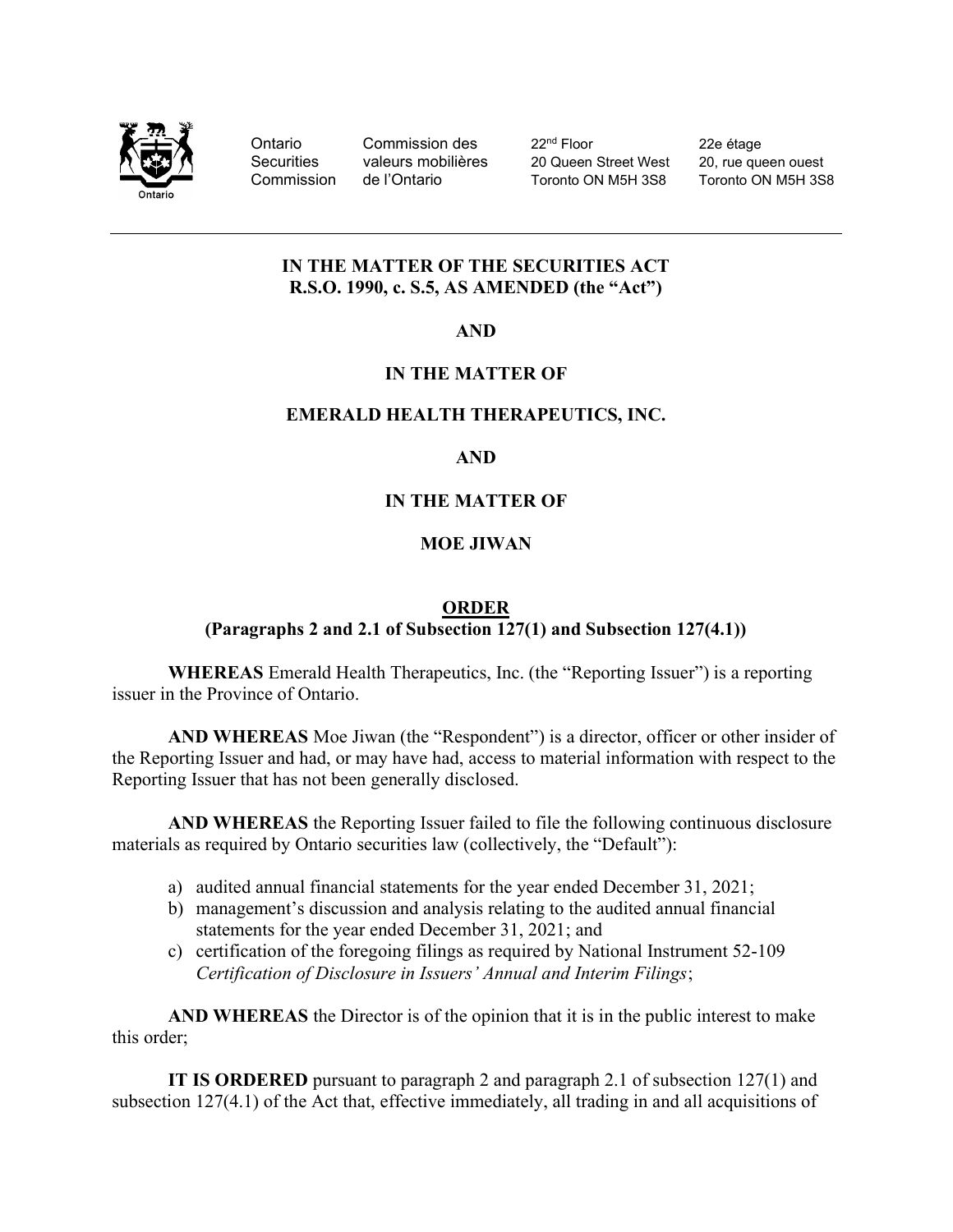Ontario Securities Commission | Commission des valeurs mobilières de l'Ontario | 22nd Floor 20 Queen Street West Toronto ON M5H 3S8 | 22e étage 20, rue queen ouest Toronto ON M5H 3S8

---

**IN THE MATTER OF THE SECURITIES ACT R.S.O. 1990, c. S.5, AS AMENDED (the "Act")**

**AND**

**IN THE MATTER OF**

**EMERALD HEALTH THERAPEUTICS, INC.**

**AND**

**IN THE MATTER OF**

**MOE JIWAN**

**ORDER**
**(Paragraphs 2 and 2.1 of Subsection 127(1) and Subsection 127(4.1))**

**WHEREAS** Emerald Health Therapeutics, Inc. (the "Reporting Issuer") is a reporting issuer in the Province of Ontario.

**AND WHEREAS** Moe Jiwan (the "Respondent") is a director, officer or other insider of the Reporting Issuer and had, or may have had, access to material information with respect to the Reporting Issuer that has not been generally disclosed.

**AND WHEREAS** the Reporting Issuer failed to file the following continuous disclosure materials as required by Ontario securities law (collectively, the "Default"):

a) audited annual financial statements for the year ended December 31, 2021;
b) management's discussion and analysis relating to the audited annual financial statements for the year ended December 31, 2021; and
c) certification of the foregoing filings as required by National Instrument 52-109 *Certification of Disclosure in Issuers' Annual and Interim Filings*;

**AND WHEREAS** the Director is of the opinion that it is in the public interest to make this order;

**IT IS ORDERED** pursuant to paragraph 2 and paragraph 2.1 of subsection 127(1) and subsection 127(4.1) of the Act that, effective immediately, all trading in and all acquisitions of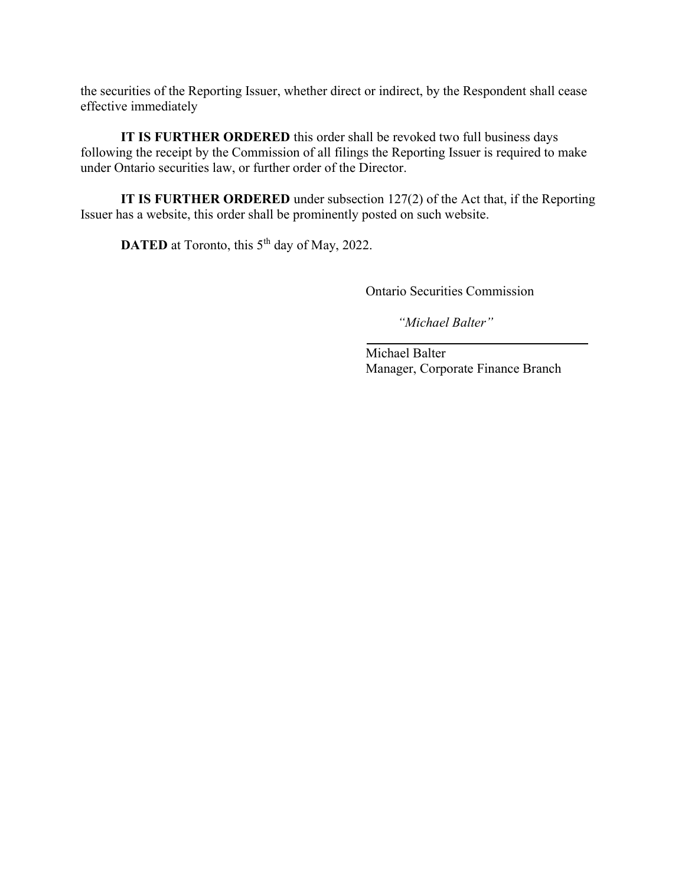the securities of the Reporting Issuer, whether direct or indirect, by the Respondent shall cease effective immediately

**IT IS FURTHER ORDERED** this order shall be revoked two full business days following the receipt by the Commission of all filings the Reporting Issuer is required to make under Ontario securities law, or further order of the Director.

**IT IS FURTHER ORDERED** under subsection 127(2) of the Act that, if the Reporting Issuer has a website, this order shall be prominently posted on such website.

**DATED** at Toronto, this 5th day of May, 2022.

Ontario Securities Commission

*"Michael Balter"*

Michael Balter
Manager, Corporate Finance Branch